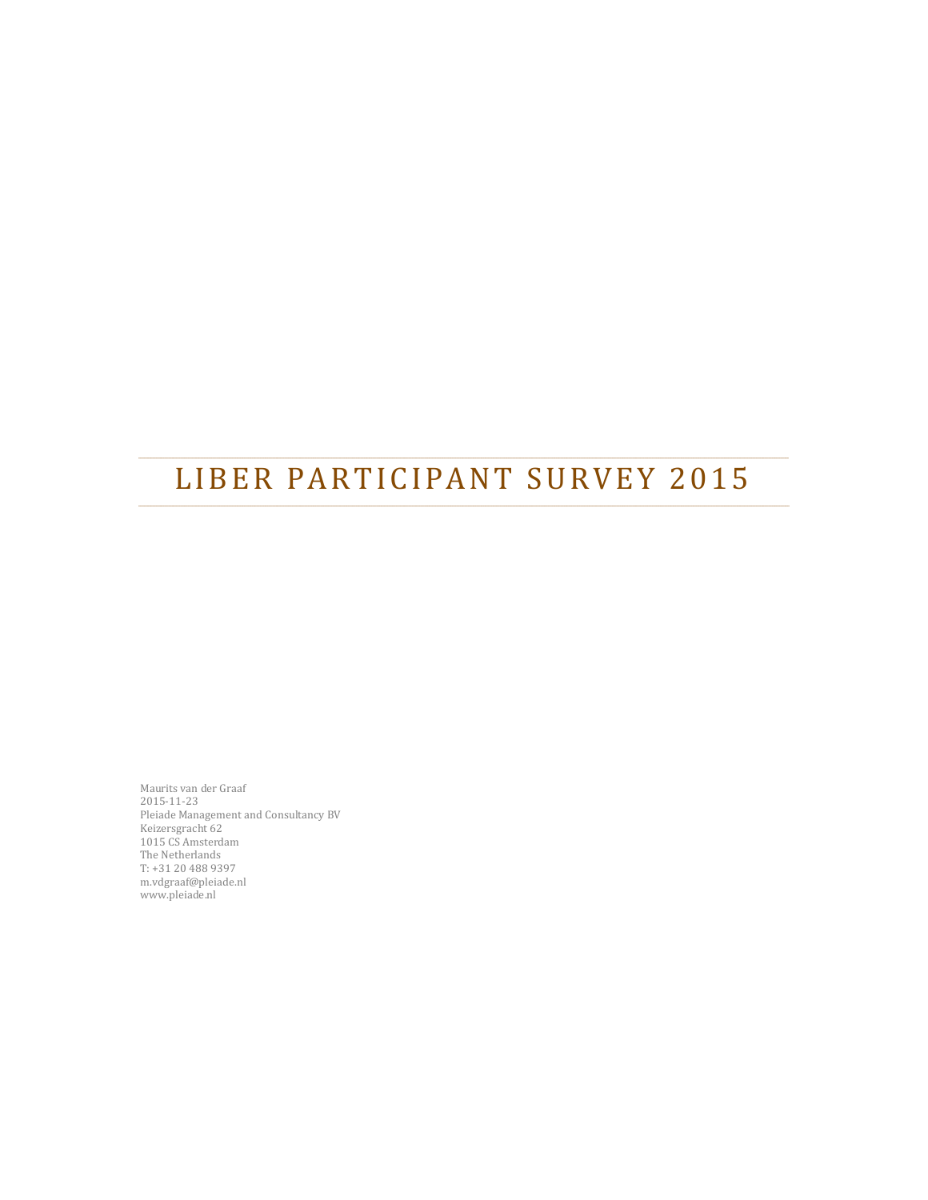# LIBER PARTICIPANT SURVEY 2015

Maurits van der Graaf
2015-11-23
Pleiade Management and Consultancy BV
Keizersgracht 62
1015 CS Amsterdam
The Netherlands
T: +31 20 488 9397
m.vdgraaf@pleiade.nl
www.pleiade.nl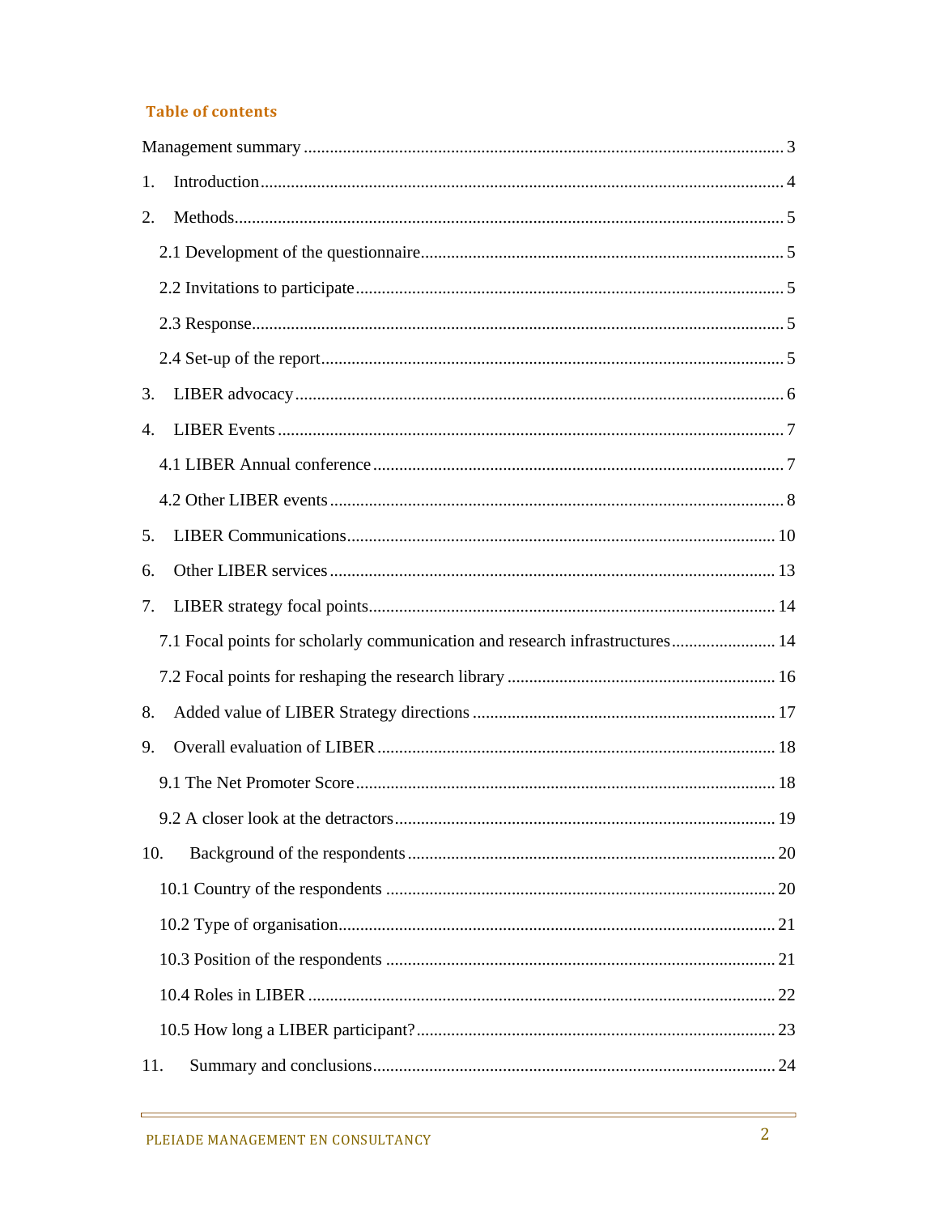## Table of contents

Management summary ... 3

1. Introduction ... 4
2. Methods ... 5
   - 2.1 Development of the questionnaire ... 5
   - 2.2 Invitations to participate ... 5
   - 2.3 Response ... 5
   - 2.4 Set-up of the report ... 5
3. LIBER advocacy ... 6
4. LIBER Events ... 7
   - 4.1 LIBER Annual conference ... 7
   - 4.2 Other LIBER events ... 8
5. LIBER Communications ... 10
6. Other LIBER services ... 13
7. LIBER strategy focal points ... 14
   - 7.1 Focal points for scholarly communication and research infrastructures ... 14
   - 7.2 Focal points for reshaping the research library ... 16
8. Added value of LIBER Strategy directions ... 17
9. Overall evaluation of LIBER ... 18
   - 9.1 The Net Promoter Score ... 18
   - 9.2 A closer look at the detractors ... 19
10. Background of the respondents ... 20
    - 10.1 Country of the respondents ... 20
    - 10.2 Type of organisation ... 21
    - 10.3 Position of the respondents ... 21
    - 10.4 Roles in LIBER ... 22
    - 10.5 How long a LIBER participant? ... 23
11. Summary and conclusions ... 24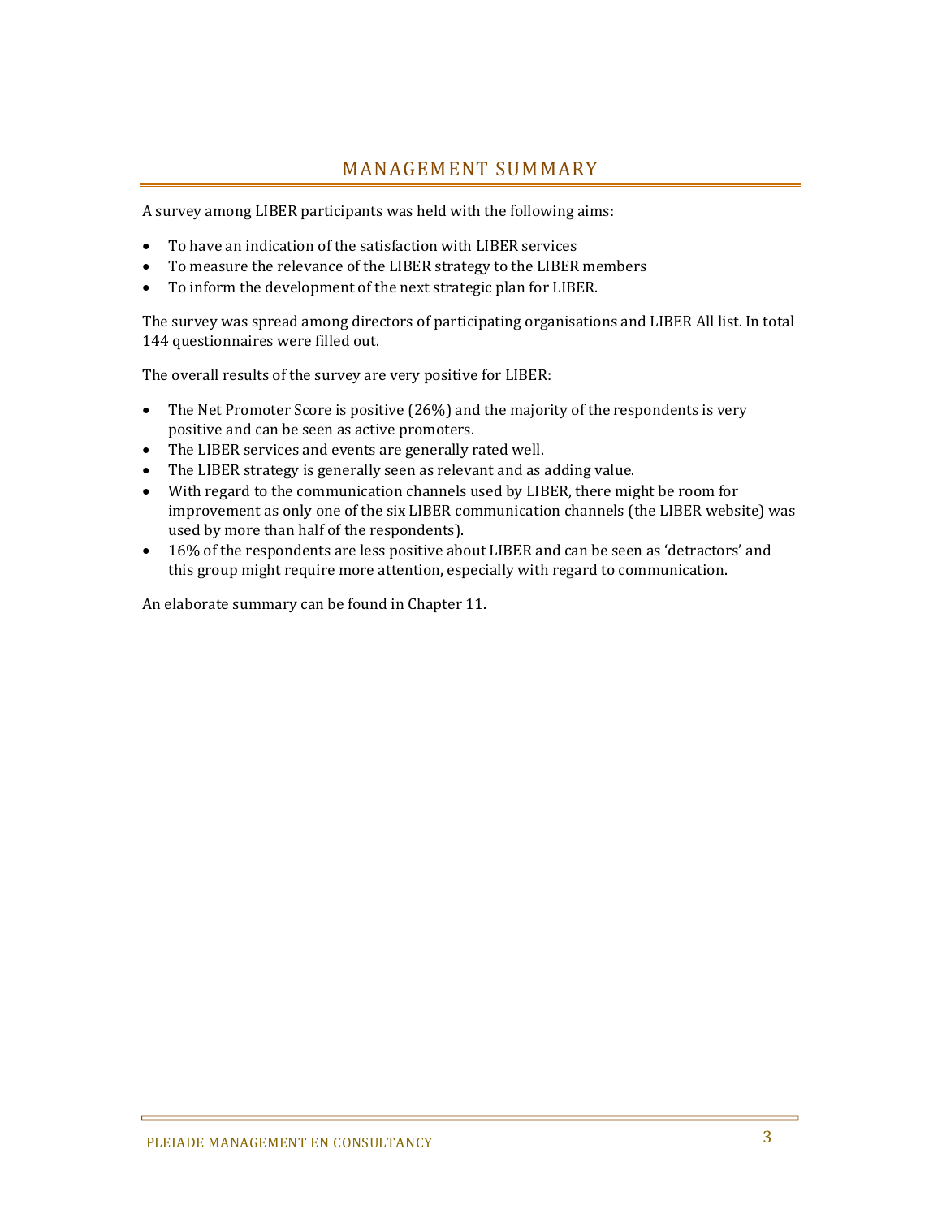# MANAGEMENT SUMMARY

A survey among LIBER participants was held with the following aims:

- To have an indication of the satisfaction with LIBER services
- To measure the relevance of the LIBER strategy to the LIBER members
- To inform the development of the next strategic plan for LIBER.

The survey was spread among directors of participating organisations and LIBER All list. In total 144 questionnaires were filled out.

The overall results of the survey are very positive for LIBER:

- The Net Promoter Score is positive (26%) and the majority of the respondents is very positive and can be seen as active promoters.
- The LIBER services and events are generally rated well.
- The LIBER strategy is generally seen as relevant and as adding value.
- With regard to the communication channels used by LIBER, there might be room for improvement as only one of the six LIBER communication channels (the LIBER website) was used by more than half of the respondents).
- 16% of the respondents are less positive about LIBER and can be seen as 'detractors' and this group might require more attention, especially with regard to communication.

An elaborate summary can be found in Chapter 11.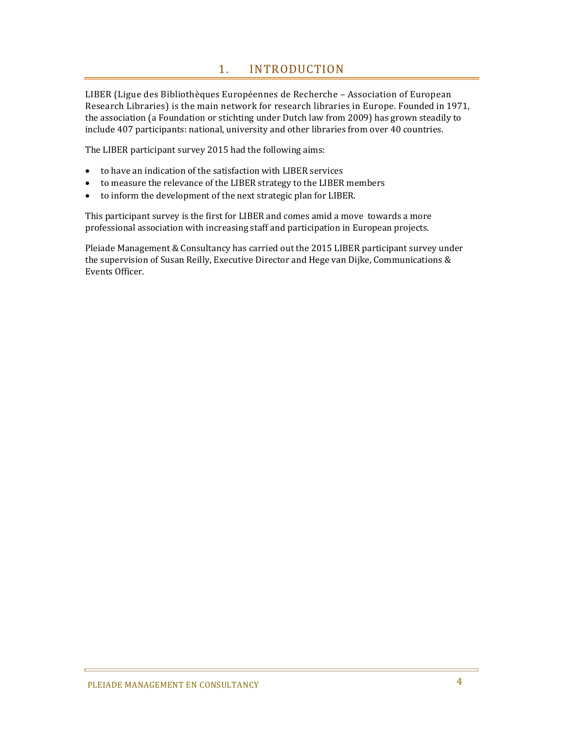# 1. INTRODUCTION

LIBER (Ligue des Bibliothèques Européennes de Recherche – Association of European Research Libraries) is the main network for research libraries in Europe. Founded in 1971, the association (a Foundation or stichting under Dutch law from 2009) has grown steadily to include 407 participants: national, university and other libraries from over 40 countries.

The LIBER participant survey 2015 had the following aims:

- to have an indication of the satisfaction with LIBER services
- to measure the relevance of the LIBER strategy to the LIBER members
- to inform the development of the next strategic plan for LIBER.

This participant survey is the first for LIBER and comes amid a move towards a more professional association with increasing staff and participation in European projects.

Pleiade Management & Consultancy has carried out the 2015 LIBER participant survey under the supervision of Susan Reilly, Executive Director and Hege van Dijke, Communications & Events Officer.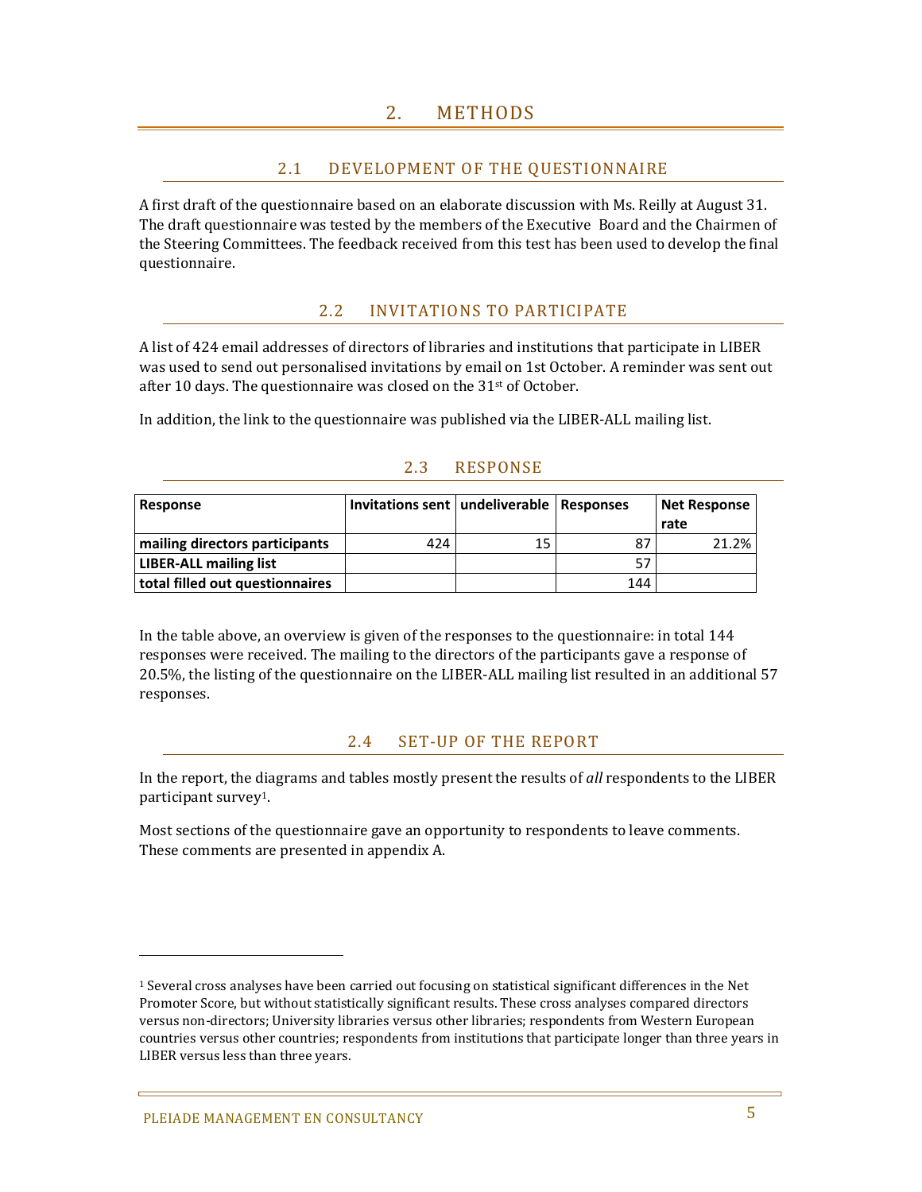# 2. METHODS

## 2.1 DEVELOPMENT OF THE QUESTIONNAIRE

A first draft of the questionnaire based on an elaborate discussion with Ms. Reilly at August 31. The draft questionnaire was tested by the members of the Executive Board and the Chairmen of the Steering Committees. The feedback received from this test has been used to develop the final questionnaire.

## 2.2 INVITATIONS TO PARTICIPATE

A list of 424 email addresses of directors of libraries and institutions that participate in LIBER was used to send out personalised invitations by email on 1st October. A reminder was sent out after 10 days. The questionnaire was closed on the 31st of October.

In addition, the link to the questionnaire was published via the LIBER-ALL mailing list.

## 2.3 RESPONSE

| Response | Invitations sent | undeliverable | Responses | Net Response rate |
|---|---|---|---|---|
| **mailing directors participants** | 424 | 15 | 87 | 21.2% |
| **LIBER-ALL mailing list** | | | 57 | |
| **total filled out questionnaires** | | | 144 | |

In the table above, an overview is given of the responses to the questionnaire: in total 144 responses were received. The mailing to the directors of the participants gave a response of 20.5%, the listing of the questionnaire on the LIBER-ALL mailing list resulted in an additional 57 responses.

## 2.4 SET-UP OF THE REPORT

In the report, the diagrams and tables mostly present the results of *all* respondents to the LIBER participant survey[1].

Most sections of the questionnaire gave an opportunity to respondents to leave comments. These comments are presented in appendix A.

[1] Several cross analyses have been carried out focusing on statistical significant differences in the Net Promoter Score, but without statistically significant results. These cross analyses compared directors versus non-directors; University libraries versus other libraries; respondents from Western European countries versus other countries; respondents from institutions that participate longer than three years in LIBER versus less than three years.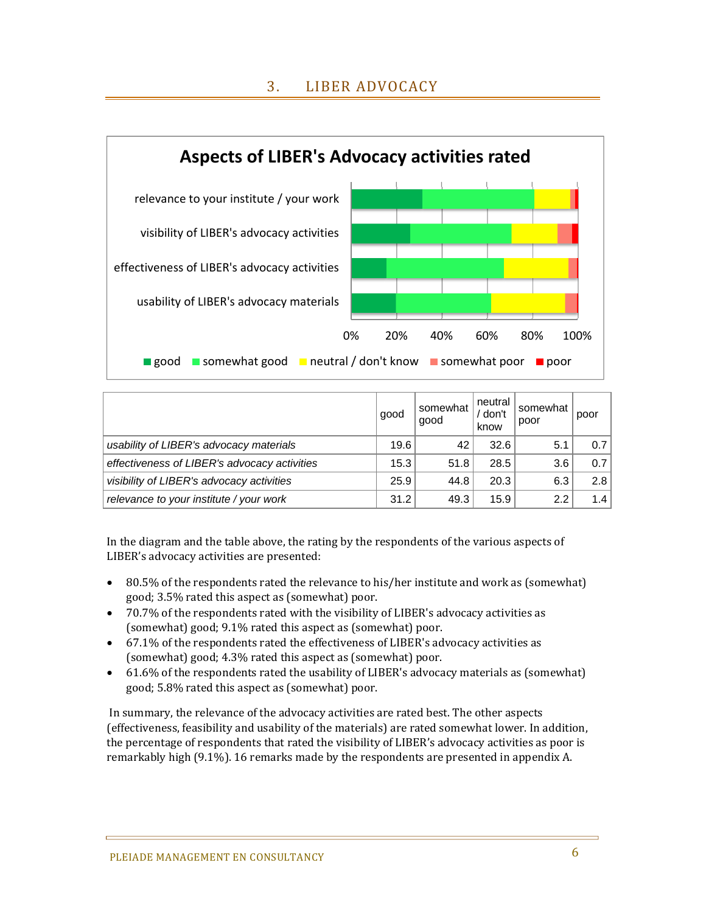## 3. LIBER ADVOCACY

**Aspects of LIBER's Advocacy activities rated**

| | good | somewhat good | neutral / don't know | somewhat poor | poor |
|---|---|---|---|---|---|
| *usability of LIBER's advocacy materials* | 19.6 | 42 | 32.6 | 5.1 | 0.7 |
| *effectiveness of LIBER's advocacy activities* | 15.3 | 51.8 | 28.5 | 3.6 | 0.7 |
| *visibility of LIBER's advocacy activities* | 25.9 | 44.8 | 20.3 | 6.3 | 2.8 |
| *relevance to your institute / your work* | 31.2 | 49.3 | 15.9 | 2.2 | 1.4 |

In the diagram and the table above, the rating by the respondents of the various aspects of LIBER's advocacy activities are presented:

- 80.5% of the respondents rated the relevance to his/her institute and work as (somewhat) good; 3.5% rated this aspect as (somewhat) poor.
- 70.7% of the respondents rated with the visibility of LIBER's advocacy activities as (somewhat) good; 9.1% rated this aspect as (somewhat) poor.
- 67.1% of the respondents rated the effectiveness of LIBER's advocacy activities as (somewhat) good; 4.3% rated this aspect as (somewhat) poor.
- 61.6% of the respondents rated the usability of LIBER's advocacy materials as (somewhat) good; 5.8% rated this aspect as (somewhat) poor.

In summary, the relevance of the advocacy activities are rated best. The other aspects (effectiveness, feasibility and usability of the materials) are rated somewhat lower. In addition, the percentage of respondents that rated the visibility of LIBER's advocacy activities as poor is remarkably high (9.1%). 16 remarks made by the respondents are presented in appendix A.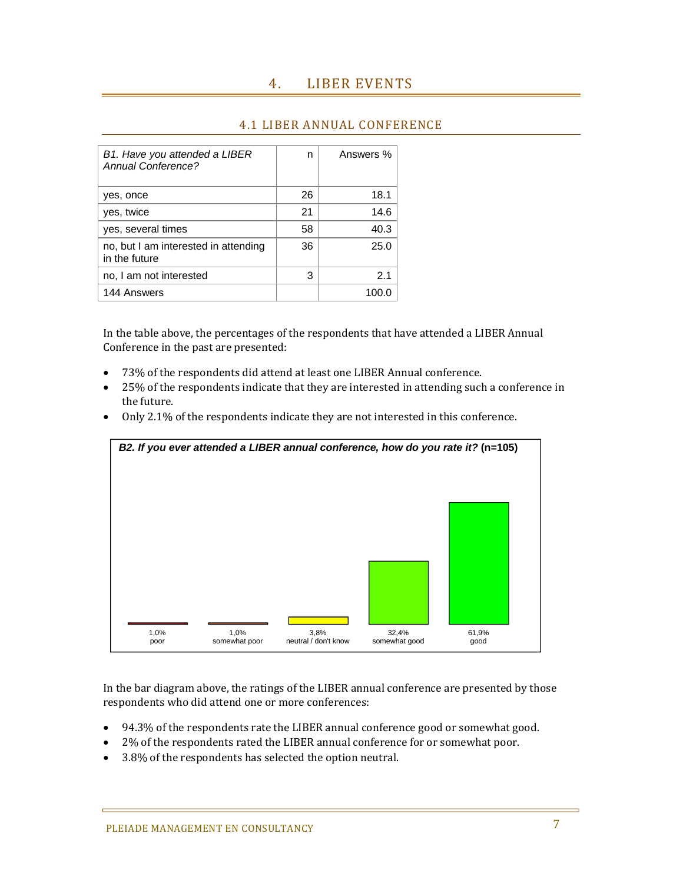# 4. LIBER EVENTS

## 4.1 LIBER ANNUAL CONFERENCE

| *B1. Have you attended a LIBER Annual Conference?* | n | Answers % |
|---|---|---|
| yes, once | 26 | 18.1 |
| yes, twice | 21 | 14.6 |
| yes, several times | 58 | 40.3 |
| no, but I am interested in attending in the future | 36 | 25.0 |
| no, I am not interested | 3 | 2.1 |
| 144 Answers | | 100.0 |

In the table above, the percentages of the respondents that have attended a LIBER Annual Conference in the past are presented:

- 73% of the respondents did attend at least one LIBER Annual conference.
- 25% of the respondents indicate that they are interested in attending such a conference in the future.
- Only 2.1% of the respondents indicate they are not interested in this conference.

***B2. If you ever attended a LIBER annual conference, how do you rate it?* (n=105)**

| poor | somewhat poor | neutral / don't know | somewhat good | good |
|---|---|---|---|---|
| 1,0% | 1,0% | 3,8% | 32,4% | 61,9% |

In the bar diagram above, the ratings of the LIBER annual conference are presented by those respondents who did attend one or more conferences:

- 94.3% of the respondents rate the LIBER annual conference good or somewhat good.
- 2% of the respondents rated the LIBER annual conference for or somewhat poor.
- 3.8% of the respondents has selected the option neutral.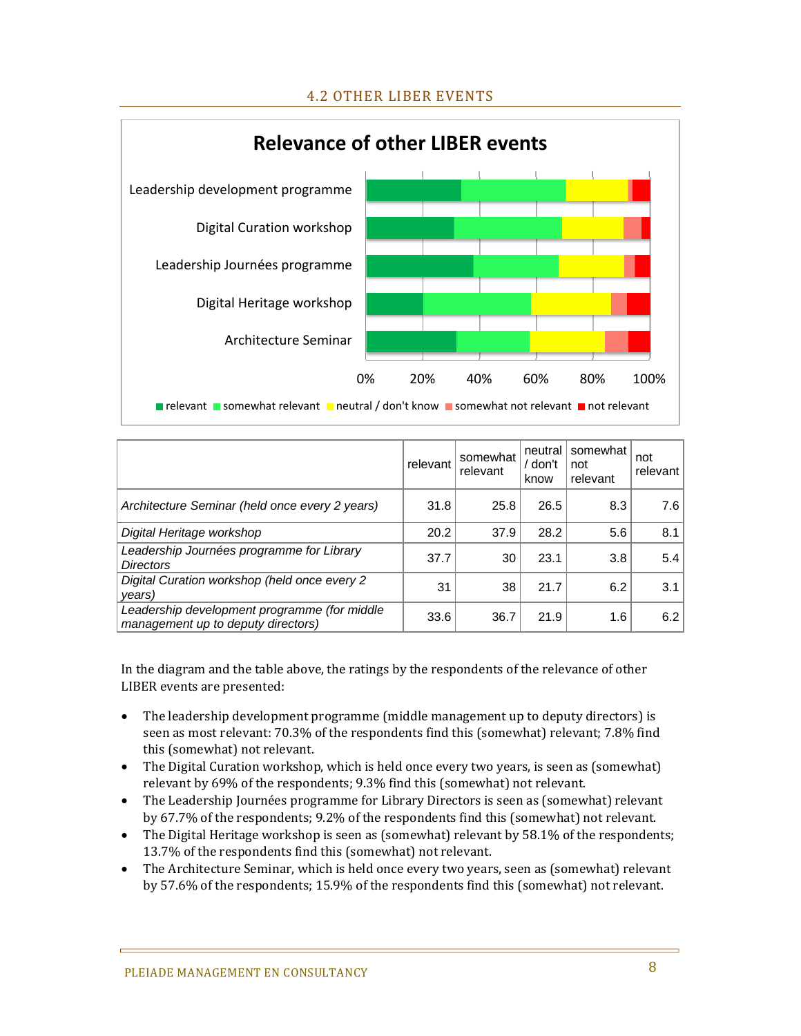## 4.2 OTHER LIBER EVENTS

**Relevance of other LIBER events**

| | relevant | somewhat relevant | neutral / don't know | somewhat not relevant | not relevant |
|---|---|---|---|---|---|
| *Architecture Seminar (held once every 2 years)* | 31.8 | 25.8 | 26.5 | 8.3 | 7.6 |
| *Digital Heritage workshop* | 20.2 | 37.9 | 28.2 | 5.6 | 8.1 |
| *Leadership Journées programme for Library Directors* | 37.7 | 30 | 23.1 | 3.8 | 5.4 |
| *Digital Curation workshop (held once every 2 years)* | 31 | 38 | 21.7 | 6.2 | 3.1 |
| *Leadership development programme (for middle management up to deputy directors)* | 33.6 | 36.7 | 21.9 | 1.6 | 6.2 |

In the diagram and the table above, the ratings by the respondents of the relevance of other LIBER events are presented:

- The leadership development programme (middle management up to deputy directors) is seen as most relevant: 70.3% of the respondents find this (somewhat) relevant; 7.8% find this (somewhat) not relevant.
- The Digital Curation workshop, which is held once every two years, is seen as (somewhat) relevant by 69% of the respondents; 9.3% find this (somewhat) not relevant.
- The Leadership Journées programme for Library Directors is seen as (somewhat) relevant by 67.7% of the respondents; 9.2% of the respondents find this (somewhat) not relevant.
- The Digital Heritage workshop is seen as (somewhat) relevant by 58.1% of the respondents; 13.7% of the respondents find this (somewhat) not relevant.
- The Architecture Seminar, which is held once every two years, seen as (somewhat) relevant by 57.6% of the respondents; 15.9% of the respondents find this (somewhat) not relevant.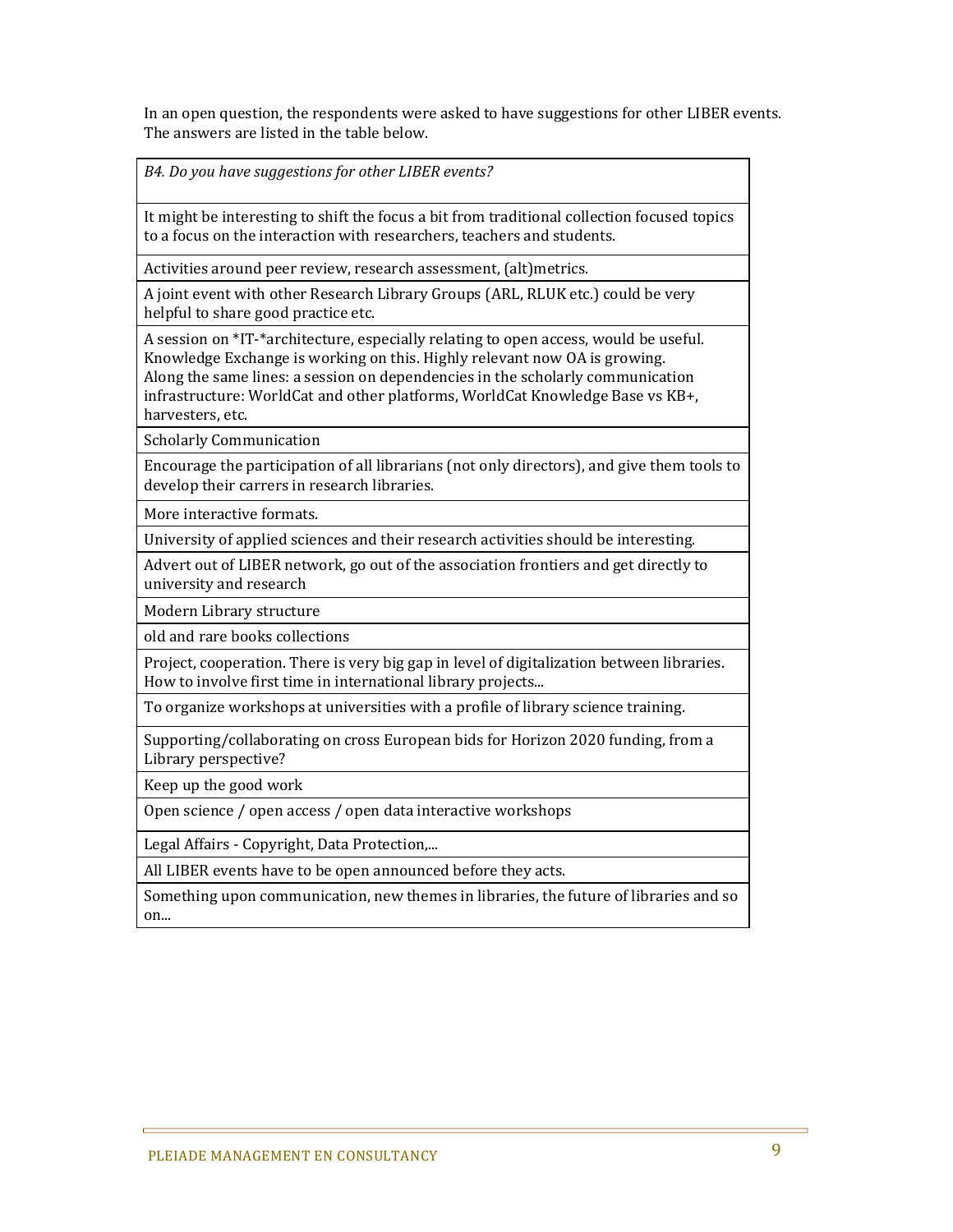In an open question, the respondents were asked to have suggestions for other LIBER events. The answers are listed in the table below.

| *B4. Do you have suggestions for other LIBER events?* |
|---|
| It might be interesting to shift the focus a bit from traditional collection focused topics to a focus on the interaction with researchers, teachers and students. |
| Activities around peer review, research assessment, (alt)metrics. |
| A joint event with other Research Library Groups (ARL, RLUK etc.) could be very helpful to share good practice etc. |
| A session on *IT-*architecture, especially relating to open access, would be useful. Knowledge Exchange is working on this. Highly relevant now OA is growing. Along the same lines: a session on dependencies in the scholarly communication infrastructure: WorldCat and other platforms, WorldCat Knowledge Base vs KB+, harvesters, etc. |
| Scholarly Communication |
| Encourage the participation of all librarians (not only directors), and give them tools to develop their carrers in research libraries. |
| More interactive formats. |
| University of applied sciences and their research activities should be interesting. |
| Advert out of LIBER network, go out of the association frontiers and get directly to university and research |
| Modern Library structure |
| old and rare books collections |
| Project, cooperation. There is very big gap in level of digitalization between libraries. How to involve first time in international library projects... |
| To organize workshops at universities with a profile of library science training. |
| Supporting/collaborating on cross European bids for Horizon 2020 funding, from a Library perspective? |
| Keep up the good work |
| Open science / open access / open data interactive workshops |
| Legal Affairs - Copyright, Data Protection,... |
| All LIBER events have to be open announced before they acts. |
| Something upon communication, new themes in libraries, the future of libraries and so on... |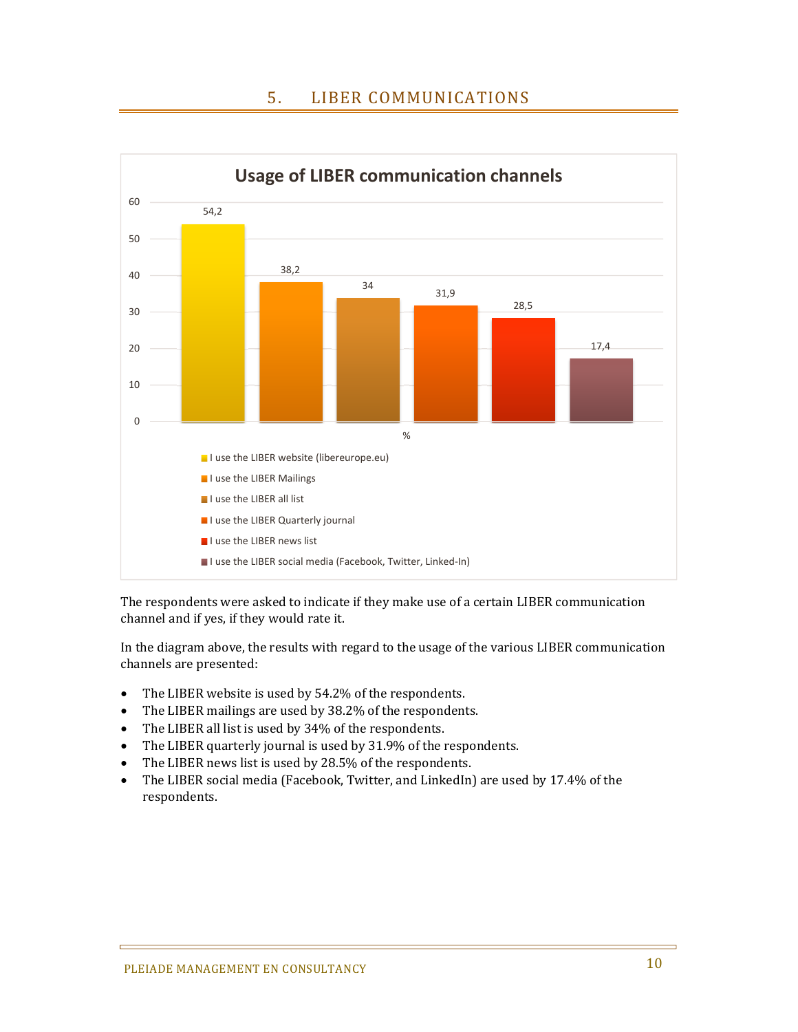## 5. LIBER COMMUNICATIONS

**Usage of LIBER communication channels**

| Channel | % |
| --- | --- |
| I use the LIBER website (libereurope.eu) | 54,2 |
| I use the LIBER Mailings | 38,2 |
| I use the LIBER all list | 34 |
| I use the LIBER Quarterly journal | 31,9 |
| I use the LIBER news list | 28,5 |
| I use the LIBER social media (Facebook, Twitter, Linked-In) | 17,4 |

The respondents were asked to indicate if they make use of a certain LIBER communication channel and if yes, if they would rate it.

In the diagram above, the results with regard to the usage of the various LIBER communication channels are presented:

- The LIBER website is used by 54.2% of the respondents.
- The LIBER mailings are used by 38.2% of the respondents.
- The LIBER all list is used by 34% of the respondents.
- The LIBER quarterly journal is used by 31.9% of the respondents.
- The LIBER news list is used by 28.5% of the respondents.
- The LIBER social media (Facebook, Twitter, and LinkedIn) are used by 17.4% of the respondents.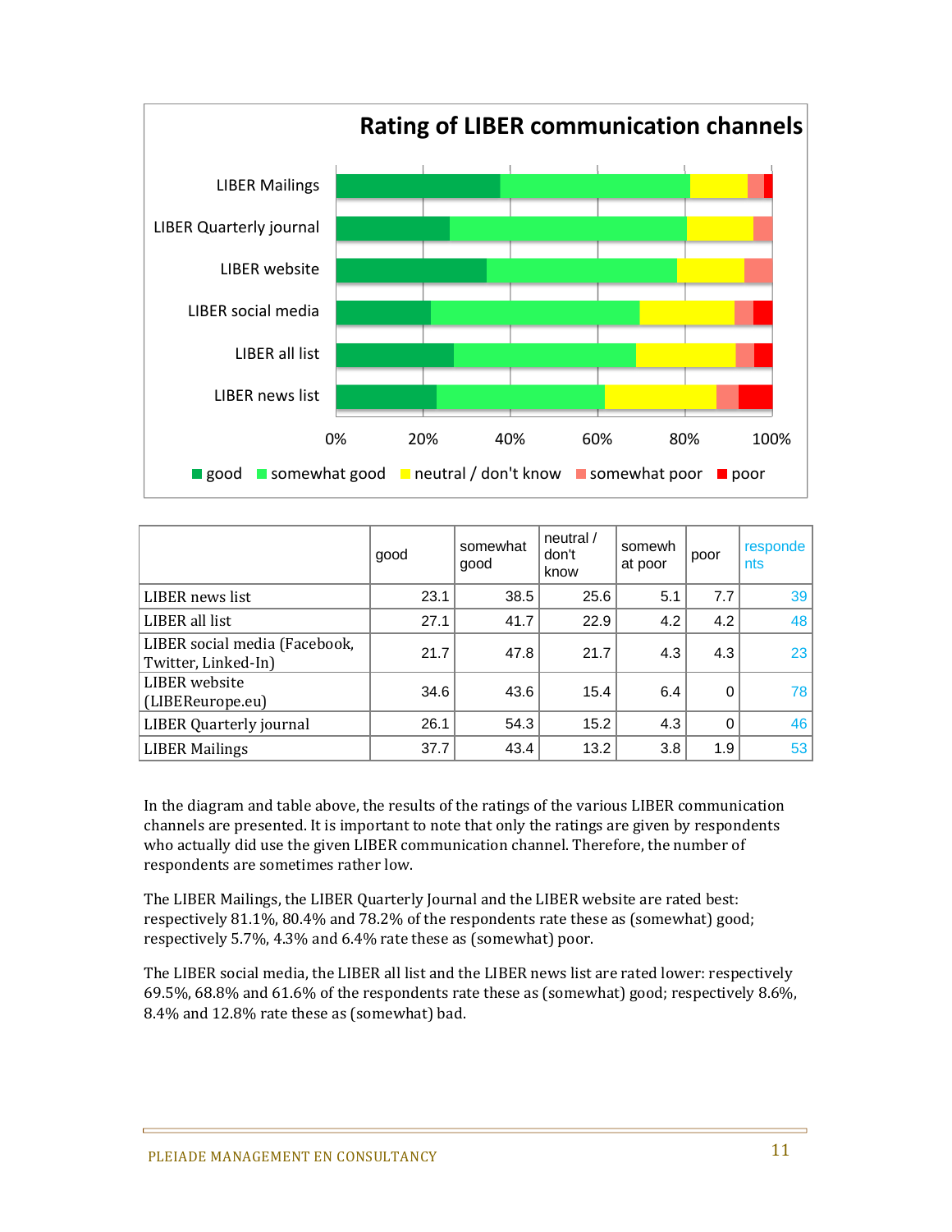**Rating of LIBER communication channels**

|  | good | somewhat good | neutral / don't know | somewhat poor | poor | respondents |
|---|---|---|---|---|---|---|
| LIBER news list | 23.1 | 38.5 | 25.6 | 5.1 | 7.7 | 39 |
| LIBER all list | 27.1 | 41.7 | 22.9 | 4.2 | 4.2 | 48 |
| LIBER social media (Facebook, Twitter, Linked-In) | 21.7 | 47.8 | 21.7 | 4.3 | 4.3 | 23 |
| LIBER website (LIBEReurope.eu) | 34.6 | 43.6 | 15.4 | 6.4 | 0 | 78 |
| LIBER Quarterly journal | 26.1 | 54.3 | 15.2 | 4.3 | 0 | 46 |
| LIBER Mailings | 37.7 | 43.4 | 13.2 | 3.8 | 1.9 | 53 |

In the diagram and table above, the results of the ratings of the various LIBER communication channels are presented. It is important to note that only the ratings are given by respondents who actually did use the given LIBER communication channel. Therefore, the number of respondents are sometimes rather low.

The LIBER Mailings, the LIBER Quarterly Journal and the LIBER website are rated best: respectively 81.1%, 80.4% and 78.2% of the respondents rate these as (somewhat) good; respectively 5.7%, 4.3% and 6.4% rate these as (somewhat) poor.

The LIBER social media, the LIBER all list and the LIBER news list are rated lower: respectively 69.5%, 68.8% and 61.6% of the respondents rate these as (somewhat) good; respectively 8.6%, 8.4% and 12.8% rate these as (somewhat) bad.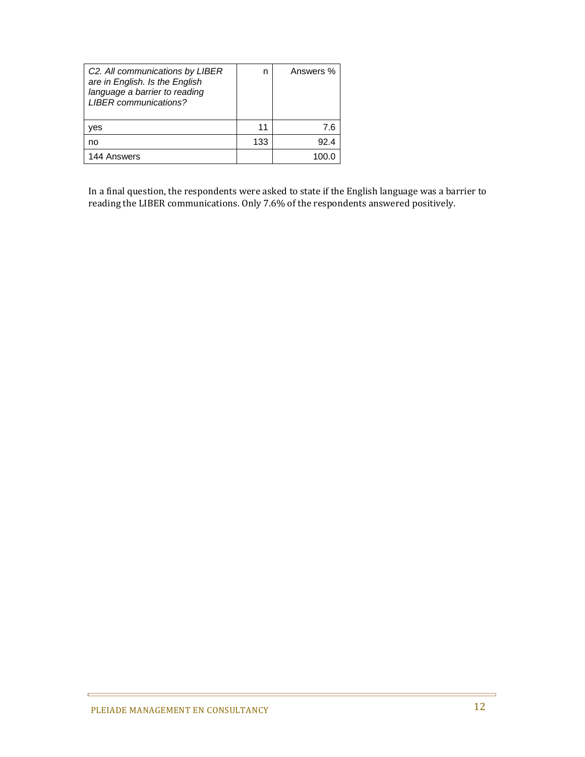| *C2. All communications by LIBER are in English. Is the English language a barrier to reading LIBER communications?* | n | Answers % |
|---|---|---|
| yes | 11 | 7.6 |
| no | 133 | 92.4 |
| 144 Answers | | 100.0 |

In a final question, the respondents were asked to state if the English language was a barrier to reading the LIBER communications. Only 7.6% of the respondents answered positively.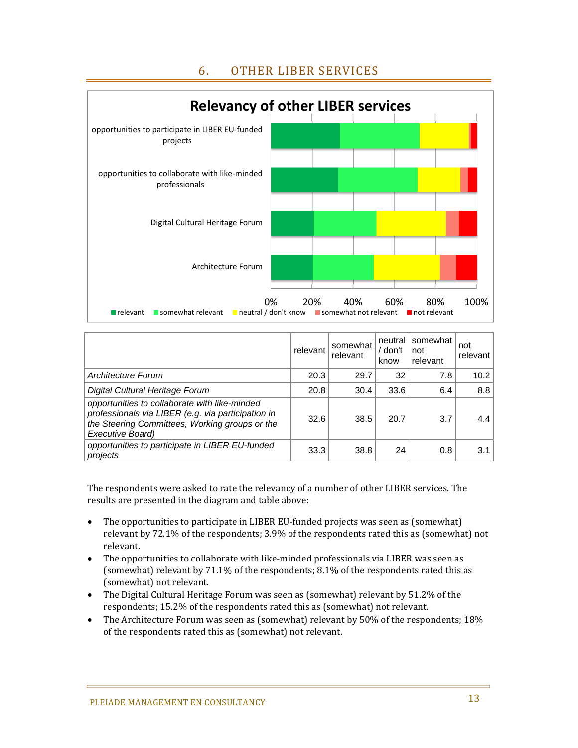## 6. OTHER LIBER SERVICES

|  | relevant | somewhat relevant | neutral / don't know | somewhat not relevant | not relevant |
|---|---|---|---|---|---|
| *Architecture Forum* | 20.3 | 29.7 | 32 | 7.8 | 10.2 |
| *Digital Cultural Heritage Forum* | 20.8 | 30.4 | 33.6 | 6.4 | 8.8 |
| *opportunities to collaborate with like-minded professionals via LIBER (e.g. via participation in the Steering Committees, Working groups or the Executive Board)* | 32.6 | 38.5 | 20.7 | 3.7 | 4.4 |
| *opportunities to participate in LIBER EU-funded projects* | 33.3 | 38.8 | 24 | 0.8 | 3.1 |

The respondents were asked to rate the relevancy of a number of other LIBER services. The results are presented in the diagram and table above:

- The opportunities to participate in LIBER EU-funded projects was seen as (somewhat) relevant by 72.1% of the respondents; 3.9% of the respondents rated this as (somewhat) not relevant.
- The opportunities to collaborate with like-minded professionals via LIBER was seen as (somewhat) relevant by 71.1% of the respondents; 8.1% of the respondents rated this as (somewhat) not relevant.
- The Digital Cultural Heritage Forum was seen as (somewhat) relevant by 51.2% of the respondents; 15.2% of the respondents rated this as (somewhat) not relevant.
- The Architecture Forum was seen as (somewhat) relevant by 50% of the respondents; 18% of the respondents rated this as (somewhat) not relevant.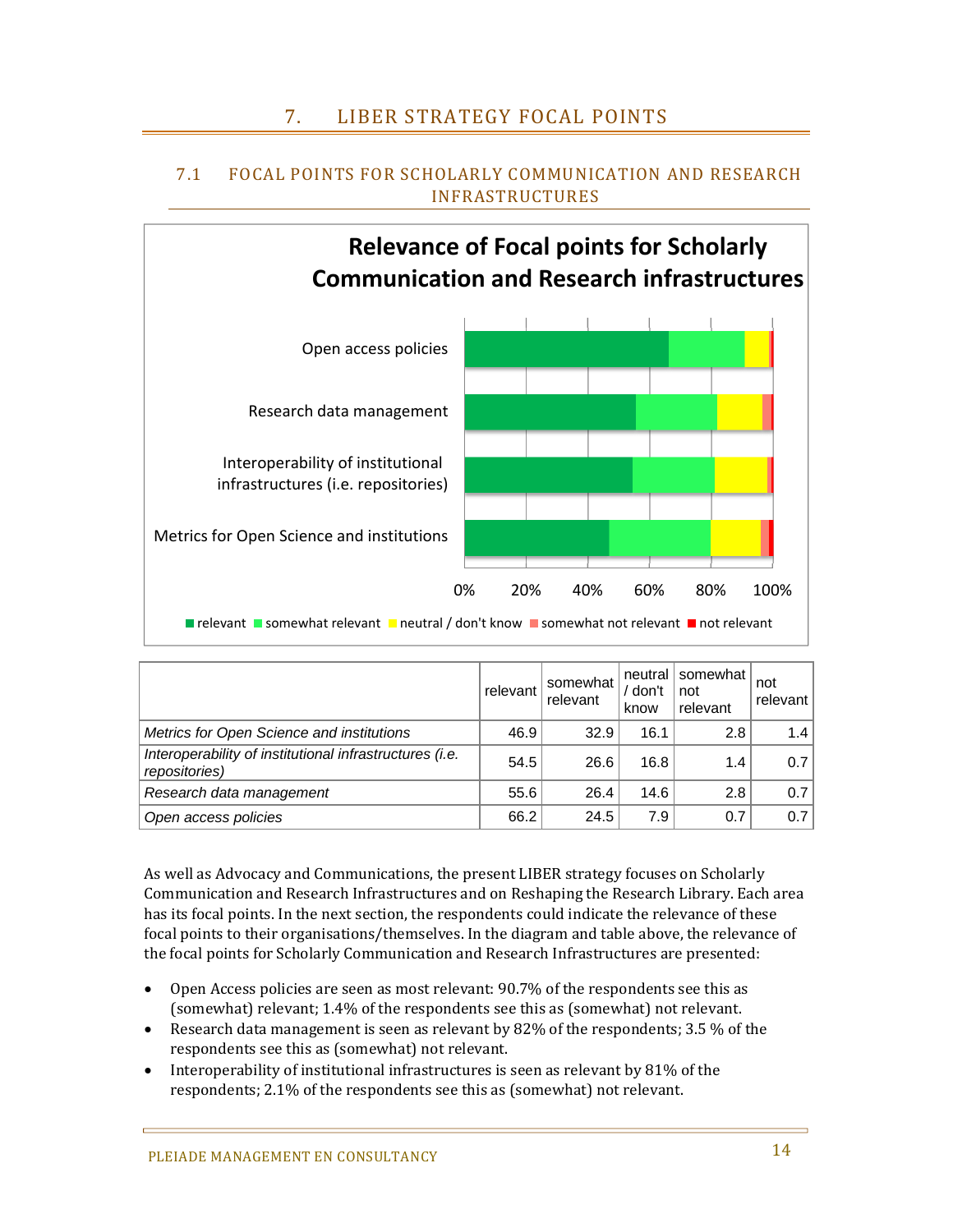# 7. LIBER STRATEGY FOCAL POINTS

## 7.1 FOCAL POINTS FOR SCHOLARLY COMMUNICATION AND RESEARCH INFRASTRUCTURES

**Relevance of Focal points for Scholarly Communication and Research infrastructures**

| | relevant | somewhat relevant | neutral / don't know | somewhat not relevant | not relevant |
|---|---|---|---|---|---|
| *Metrics for Open Science and institutions* | 46.9 | 32.9 | 16.1 | 2.8 | 1.4 |
| *Interoperability of institutional infrastructures (i.e. repositories)* | 54.5 | 26.6 | 16.8 | 1.4 | 0.7 |
| *Research data management* | 55.6 | 26.4 | 14.6 | 2.8 | 0.7 |
| *Open access policies* | 66.2 | 24.5 | 7.9 | 0.7 | 0.7 |

As well as Advocacy and Communications, the present LIBER strategy focuses on Scholarly Communication and Research Infrastructures and on Reshaping the Research Library. Each area has its focal points. In the next section, the respondents could indicate the relevance of these focal points to their organisations/themselves. In the diagram and table above, the relevance of the focal points for Scholarly Communication and Research Infrastructures are presented:

- Open Access policies are seen as most relevant: 90.7% of the respondents see this as (somewhat) relevant; 1.4% of the respondents see this as (somewhat) not relevant.
- Research data management is seen as relevant by 82% of the respondents; 3.5 % of the respondents see this as (somewhat) not relevant.
- Interoperability of institutional infrastructures is seen as relevant by 81% of the respondents; 2.1% of the respondents see this as (somewhat) not relevant.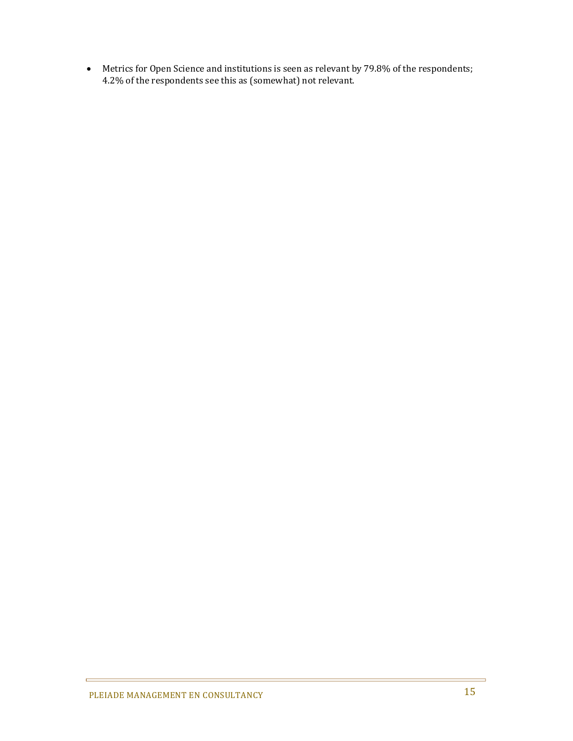- Metrics for Open Science and institutions is seen as relevant by 79.8% of the respondents; 4.2% of the respondents see this as (somewhat) not relevant.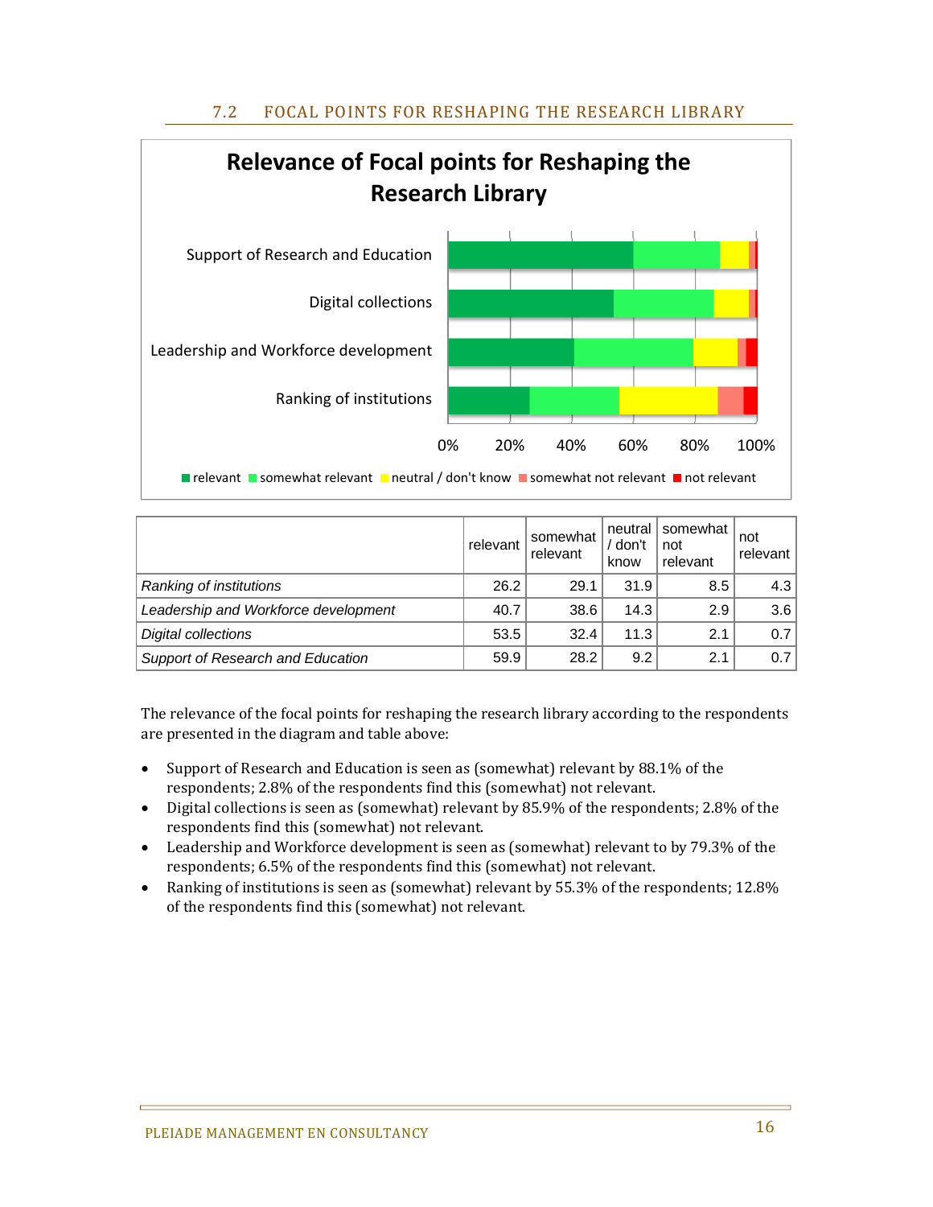## 7.2 FOCAL POINTS FOR RESHAPING THE RESEARCH LIBRARY

**Relevance of Focal points for Reshaping the Research Library**

| | relevant | somewhat relevant | neutral / don't know | somewhat not relevant | not relevant |
|---|---|---|---|---|---|
| *Ranking of institutions* | 26.2 | 29.1 | 31.9 | 8.5 | 4.3 |
| *Leadership and Workforce development* | 40.7 | 38.6 | 14.3 | 2.9 | 3.6 |
| *Digital collections* | 53.5 | 32.4 | 11.3 | 2.1 | 0.7 |
| *Support of Research and Education* | 59.9 | 28.2 | 9.2 | 2.1 | 0.7 |

The relevance of the focal points for reshaping the research library according to the respondents are presented in the diagram and table above:

- Support of Research and Education is seen as (somewhat) relevant by 88.1% of the respondents; 2.8% of the respondents find this (somewhat) not relevant.
- Digital collections is seen as (somewhat) relevant by 85.9% of the respondents; 2.8% of the respondents find this (somewhat) not relevant.
- Leadership and Workforce development is seen as (somewhat) relevant to by 79.3% of the respondents; 6.5% of the respondents find this (somewhat) not relevant.
- Ranking of institutions is seen as (somewhat) relevant by 55.3% of the respondents; 12.8% of the respondents find this (somewhat) not relevant.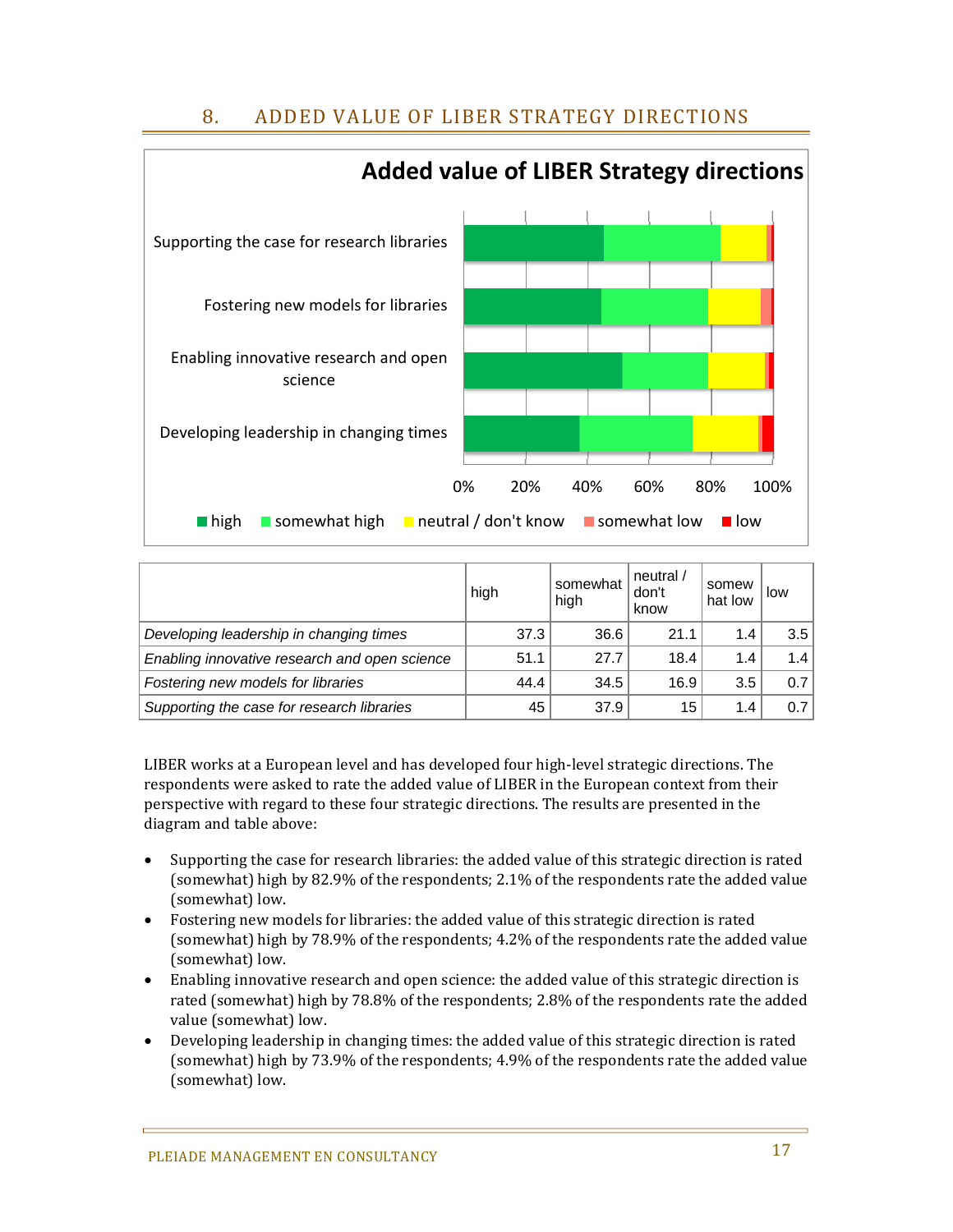## 8. ADDED VALUE OF LIBER STRATEGY DIRECTIONS

**Added value of LIBER Strategy directions**

|  | high | somewhat high | neutral / don't know | somewhat low | low |
|---|---|---|---|---|---|
| *Developing leadership in changing times* | 37.3 | 36.6 | 21.1 | 1.4 | 3.5 |
| *Enabling innovative research and open science* | 51.1 | 27.7 | 18.4 | 1.4 | 1.4 |
| *Fostering new models for libraries* | 44.4 | 34.5 | 16.9 | 3.5 | 0.7 |
| *Supporting the case for research libraries* | 45 | 37.9 | 15 | 1.4 | 0.7 |

LIBER works at a European level and has developed four high-level strategic directions. The respondents were asked to rate the added value of LIBER in the European context from their perspective with regard to these four strategic directions. The results are presented in the diagram and table above:

- Supporting the case for research libraries: the added value of this strategic direction is rated (somewhat) high by 82.9% of the respondents; 2.1% of the respondents rate the added value (somewhat) low.
- Fostering new models for libraries: the added value of this strategic direction is rated (somewhat) high by 78.9% of the respondents; 4.2% of the respondents rate the added value (somewhat) low.
- Enabling innovative research and open science: the added value of this strategic direction is rated (somewhat) high by 78.8% of the respondents; 2.8% of the respondents rate the added value (somewhat) low.
- Developing leadership in changing times: the added value of this strategic direction is rated (somewhat) high by 73.9% of the respondents; 4.9% of the respondents rate the added value (somewhat) low.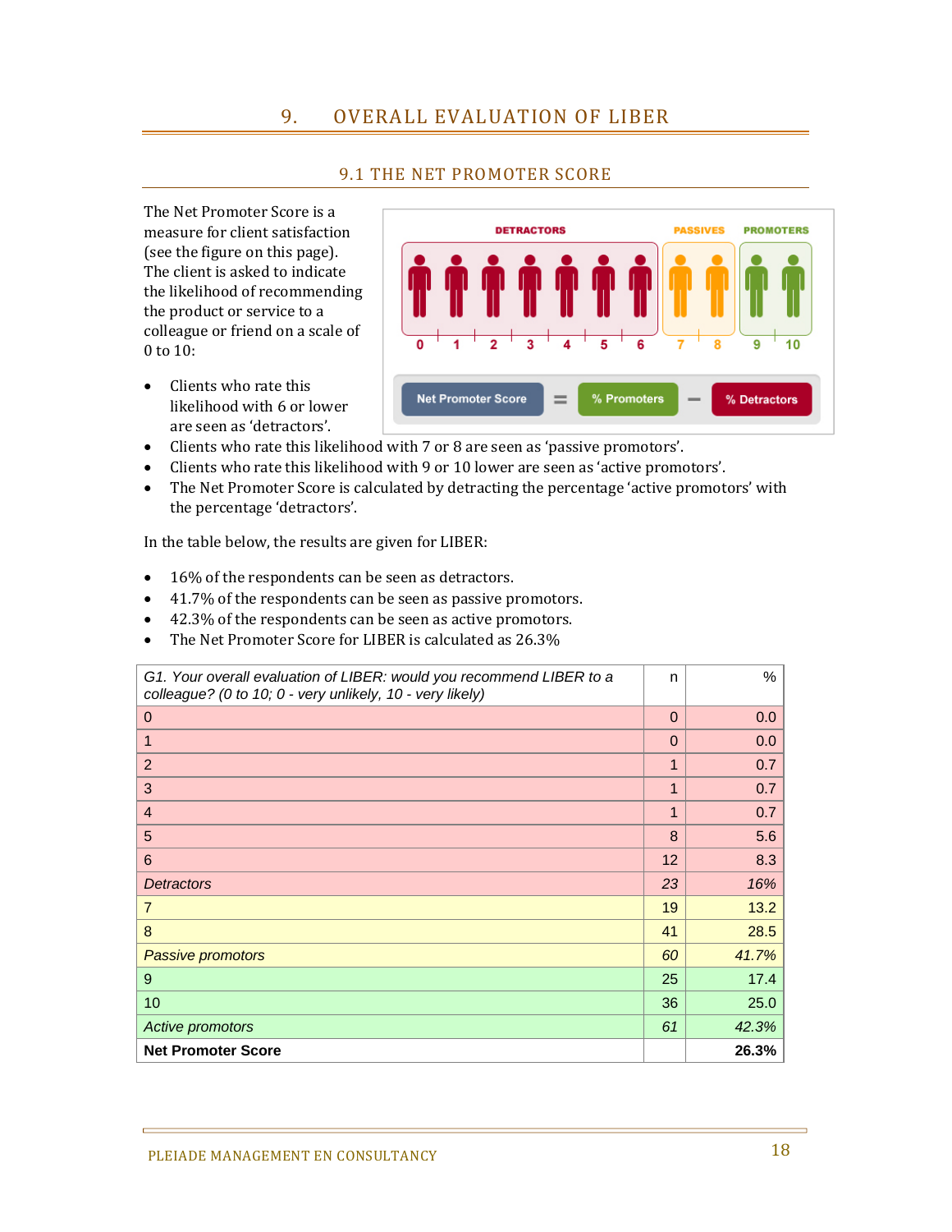# 9. OVERALL EVALUATION OF LIBER

## 9.1 THE NET PROMOTER SCORE

The Net Promoter Score is a measure for client satisfaction (see the figure on this page). The client is asked to indicate the likelihood of recommending the product or service to a colleague or friend on a scale of 0 to 10:

- Clients who rate this likelihood with 6 or lower are seen as 'detractors'.
- Clients who rate this likelihood with 7 or 8 are seen as 'passive promotors'.
- Clients who rate this likelihood with 9 or 10 lower are seen as 'active promotors'.
- The Net Promoter Score is calculated by detracting the percentage 'active promotors' with the percentage 'detractors'.

In the table below, the results are given for LIBER:

- 16% of the respondents can be seen as detractors.
- 41.7% of the respondents can be seen as passive promotors.
- 42.3% of the respondents can be seen as active promotors.
- The Net Promoter Score for LIBER is calculated as 26.3%

| *G1. Your overall evaluation of LIBER: would you recommend LIBER to a colleague? (0 to 10; 0 - very unlikely, 10 - very likely)* | n | % |
|---|---|---|
| 0 | 0 | 0.0 |
| 1 | 0 | 0.0 |
| 2 | 1 | 0.7 |
| 3 | 1 | 0.7 |
| 4 | 1 | 0.7 |
| 5 | 8 | 5.6 |
| 6 | 12 | 8.3 |
| *Detractors* | *23* | *16%* |
| 7 | 19 | 13.2 |
| 8 | 41 | 28.5 |
| *Passive promotors* | *60* | *41.7%* |
| 9 | 25 | 17.4 |
| 10 | 36 | 25.0 |
| *Active promotors* | *61* | *42.3%* |
| **Net Promoter Score** | | **26.3%** |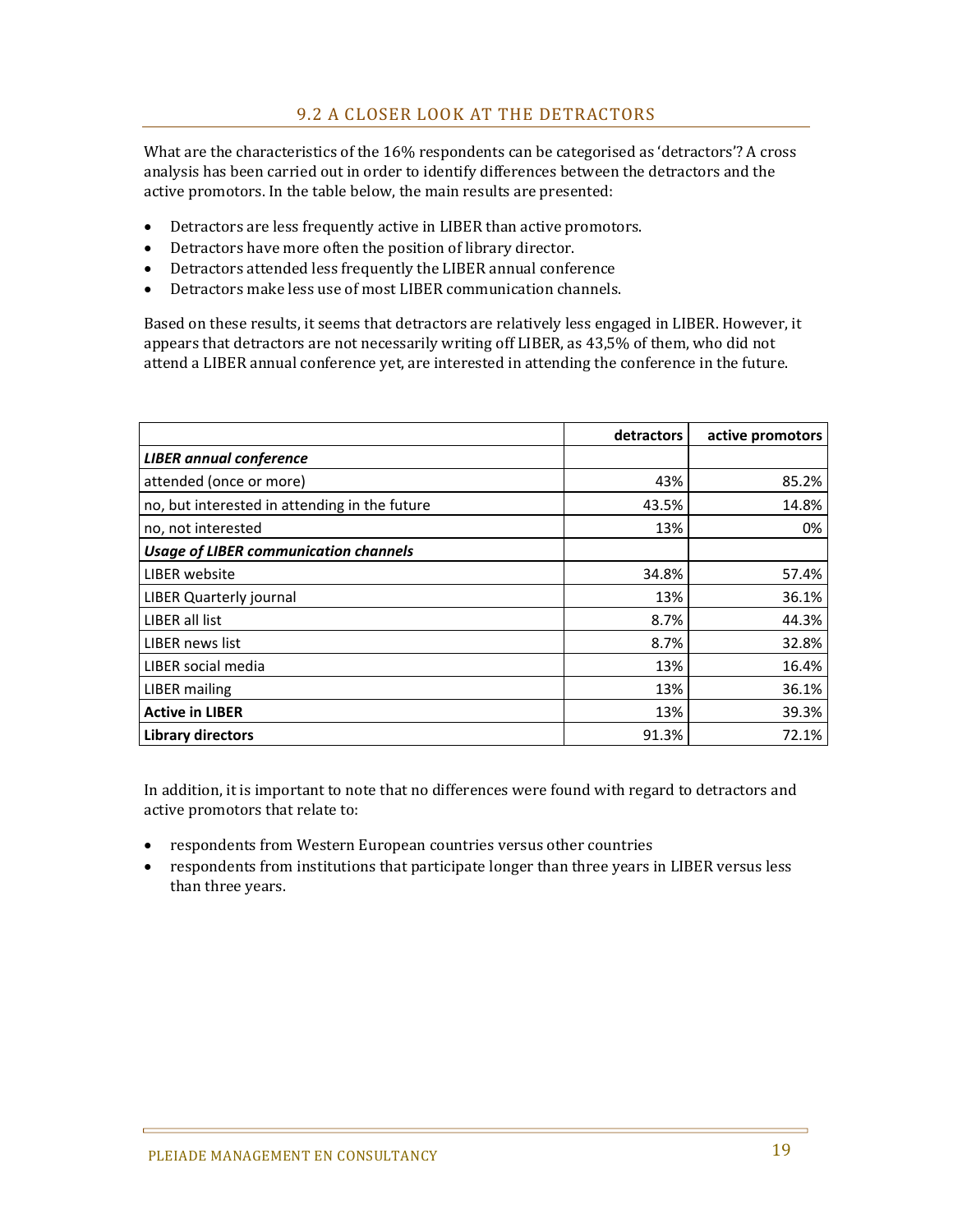## 9.2 A CLOSER LOOK AT THE DETRACTORS

What are the characteristics of the 16% respondents can be categorised as 'detractors'? A cross analysis has been carried out in order to identify differences between the detractors and the active promotors. In the table below, the main results are presented:

- Detractors are less frequently active in LIBER than active promotors.
- Detractors have more often the position of library director.
- Detractors attended less frequently the LIBER annual conference
- Detractors make less use of most LIBER communication channels.

Based on these results, it seems that detractors are relatively less engaged in LIBER. However, it appears that detractors are not necessarily writing off LIBER, as 43,5% of them, who did not attend a LIBER annual conference yet, are interested in attending the conference in the future.

| | detractors | active promotors |
|---|---|---|
| ***LIBER annual conference*** | | |
| attended (once or more) | 43% | 85.2% |
| no, but interested in attending in the future | 43.5% | 14.8% |
| no, not interested | 13% | 0% |
| ***Usage of LIBER communication channels*** | | |
| LIBER website | 34.8% | 57.4% |
| LIBER Quarterly journal | 13% | 36.1% |
| LIBER all list | 8.7% | 44.3% |
| LIBER news list | 8.7% | 32.8% |
| LIBER social media | 13% | 16.4% |
| LIBER mailing | 13% | 36.1% |
| **Active in LIBER** | 13% | 39.3% |
| **Library directors** | 91.3% | 72.1% |

In addition, it is important to note that no differences were found with regard to detractors and active promotors that relate to:

- respondents from Western European countries versus other countries
- respondents from institutions that participate longer than three years in LIBER versus less than three years.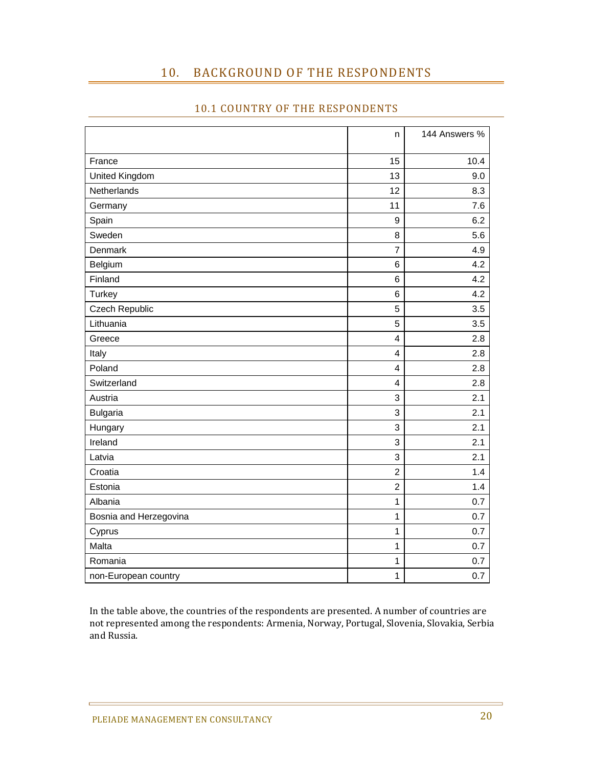# 10. BACKGROUND OF THE RESPONDENTS

## 10.1 COUNTRY OF THE RESPONDENTS

| | n | 144 Answers % |
|---|---|---|
| France | 15 | 10.4 |
| United Kingdom | 13 | 9.0 |
| Netherlands | 12 | 8.3 |
| Germany | 11 | 7.6 |
| Spain | 9 | 6.2 |
| Sweden | 8 | 5.6 |
| Denmark | 7 | 4.9 |
| Belgium | 6 | 4.2 |
| Finland | 6 | 4.2 |
| Turkey | 6 | 4.2 |
| Czech Republic | 5 | 3.5 |
| Lithuania | 5 | 3.5 |
| Greece | 4 | 2.8 |
| Italy | 4 | 2.8 |
| Poland | 4 | 2.8 |
| Switzerland | 4 | 2.8 |
| Austria | 3 | 2.1 |
| Bulgaria | 3 | 2.1 |
| Hungary | 3 | 2.1 |
| Ireland | 3 | 2.1 |
| Latvia | 3 | 2.1 |
| Croatia | 2 | 1.4 |
| Estonia | 2 | 1.4 |
| Albania | 1 | 0.7 |
| Bosnia and Herzegovina | 1 | 0.7 |
| Cyprus | 1 | 0.7 |
| Malta | 1 | 0.7 |
| Romania | 1 | 0.7 |
| non-European country | 1 | 0.7 |

In the table above, the countries of the respondents are presented. A number of countries are not represented among the respondents: Armenia, Norway, Portugal, Slovenia, Slovakia, Serbia and Russia.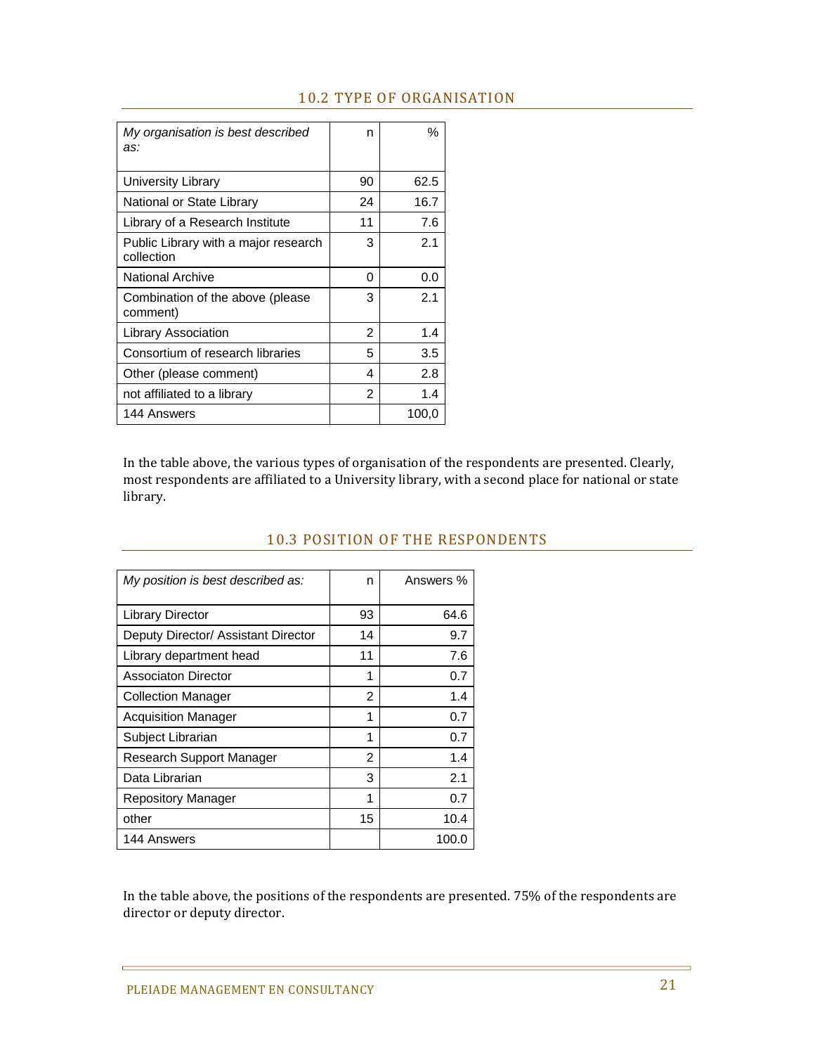## 10.2 TYPE OF ORGANISATION

| *My organisation is best described as:* | n | % |
|---|---|---|
| University Library | 90 | 62.5 |
| National or State Library | 24 | 16.7 |
| Library of a Research Institute | 11 | 7.6 |
| Public Library with a major research collection | 3 | 2.1 |
| National Archive | 0 | 0.0 |
| Combination of the above (please comment) | 3 | 2.1 |
| Library Association | 2 | 1.4 |
| Consortium of research libraries | 5 | 3.5 |
| Other (please comment) | 4 | 2.8 |
| not affiliated to a library | 2 | 1.4 |
| 144 Answers | | 100,0 |

In the table above, the various types of organisation of the respondents are presented. Clearly, most respondents are affiliated to a University library, with a second place for national or state library.

## 10.3 POSITION OF THE RESPONDENTS

| *My position is best described as:* | n | Answers % |
|---|---|---|
| Library Director | 93 | 64.6 |
| Deputy Director/ Assistant Director | 14 | 9.7 |
| Library department head | 11 | 7.6 |
| Associaton Director | 1 | 0.7 |
| Collection Manager | 2 | 1.4 |
| Acquisition Manager | 1 | 0.7 |
| Subject Librarian | 1 | 0.7 |
| Research Support Manager | 2 | 1.4 |
| Data Librarian | 3 | 2.1 |
| Repository Manager | 1 | 0.7 |
| other | 15 | 10.4 |
| 144 Answers | | 100.0 |

In the table above, the positions of the respondents are presented. 75% of the respondents are director or deputy director.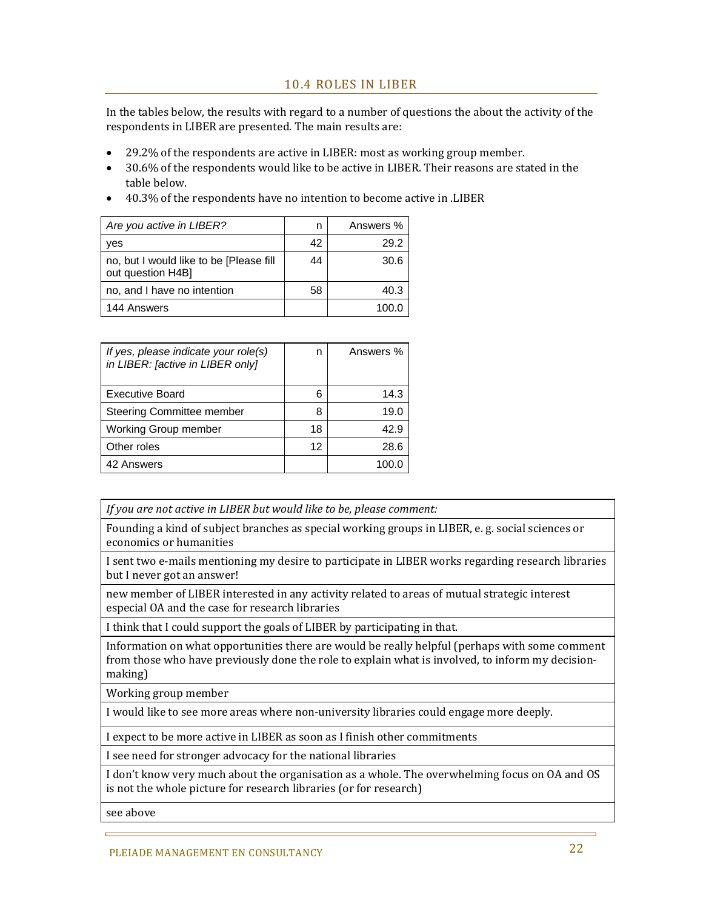## 10.4 ROLES IN LIBER

In the tables below, the results with regard to a number of questions the about the activity of the respondents in LIBER are presented. The main results are:

- 29.2% of the respondents are active in LIBER: most as working group member.
- 30.6% of the respondents would like to be active in LIBER. Their reasons are stated in the table below.
- 40.3% of the respondents have no intention to become active in .LIBER

| *Are you active in LIBER?* | n | Answers % |
|---|---|---|
| yes | 42 | 29.2 |
| no, but I would like to be [Please fill out question H4B] | 44 | 30.6 |
| no, and I have no intention | 58 | 40.3 |
| 144 Answers | | 100.0 |

| *If yes, please indicate your role(s) in LIBER: [active in LIBER only]* | n | Answers % |
|---|---|---|
| Executive Board | 6 | 14.3 |
| Steering Committee member | 8 | 19.0 |
| Working Group member | 18 | 42.9 |
| Other roles | 12 | 28.6 |
| 42 Answers | | 100.0 |

| *If you are not active in LIBER but would like to be, please comment:* |
|---|
| Founding a kind of subject branches as special working groups in LIBER, e. g. social sciences or economics or humanities |
| I sent two e-mails mentioning my desire to participate in LIBER works regarding research libraries but I never got an answer! |
| new member of LIBER interested in any activity related to areas of mutual strategic interest especial OA and the case for research libraries |
| I think that I could support the goals of LIBER by participating in that. |
| Information on what opportunities there are would be really helpful (perhaps with some comment from those who have previously done the role to explain what is involved, to inform my decision-making) |
| Working group member |
| I would like to see more areas where non-university libraries could engage more deeply. |
| I expect to be more active in LIBER as soon as I finish other commitments |
| I see need for stronger advocacy for the national libraries |
| I don't know very much about the organisation as a whole. The overwhelming focus on OA and OS is not the whole picture for research libraries (or for research) |
| see above |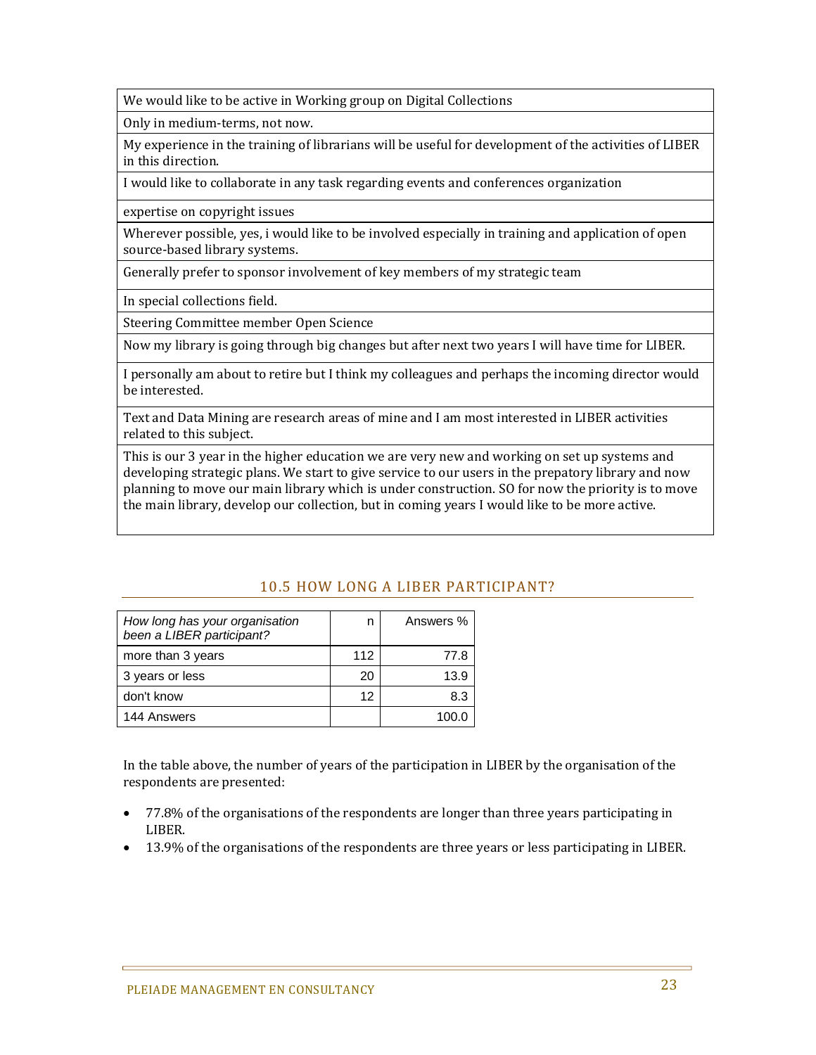| |
|---|
| We would like to be active in Working group on Digital Collections |
| Only in medium-terms, not now. |
| My experience in the training of librarians will be useful for development of the activities of LIBER in this direction. |
| I would like to collaborate in any task regarding events and conferences organization |
| expertise on copyright issues |
| Wherever possible, yes, i would like to be involved especially in training and application of open source-based library systems. |
| Generally prefer to sponsor involvement of key members of my strategic team |
| In special collections field. |
| Steering Committee member Open Science |
| Now my library is going through big changes but after next two years I will have time for LIBER. |
| I personally am about to retire but I think my colleagues and perhaps the incoming director would be interested. |
| Text and Data Mining are research areas of mine and I am most interested in LIBER activities related to this subject. |
| This is our 3 year in the higher education we are very new and working on set up systems and developing strategic plans. We start to give service to our users in the prepatory library and now planning to move our main library which is under construction. SO for now the priority is to move the main library, develop our collection, but in coming years I would like to be more active. |

## 10.5 HOW LONG A LIBER PARTICIPANT?

| *How long has your organisation been a LIBER participant?* | n | Answers % |
|---|---|---|
| more than 3 years | 112 | 77.8 |
| 3 years or less | 20 | 13.9 |
| don't know | 12 | 8.3 |
| 144 Answers | | 100.0 |

In the table above, the number of years of the participation in LIBER by the organisation of the respondents are presented:

- 77.8% of the organisations of the respondents are longer than three years participating in LIBER.
- 13.9% of the organisations of the respondents are three years or less participating in LIBER.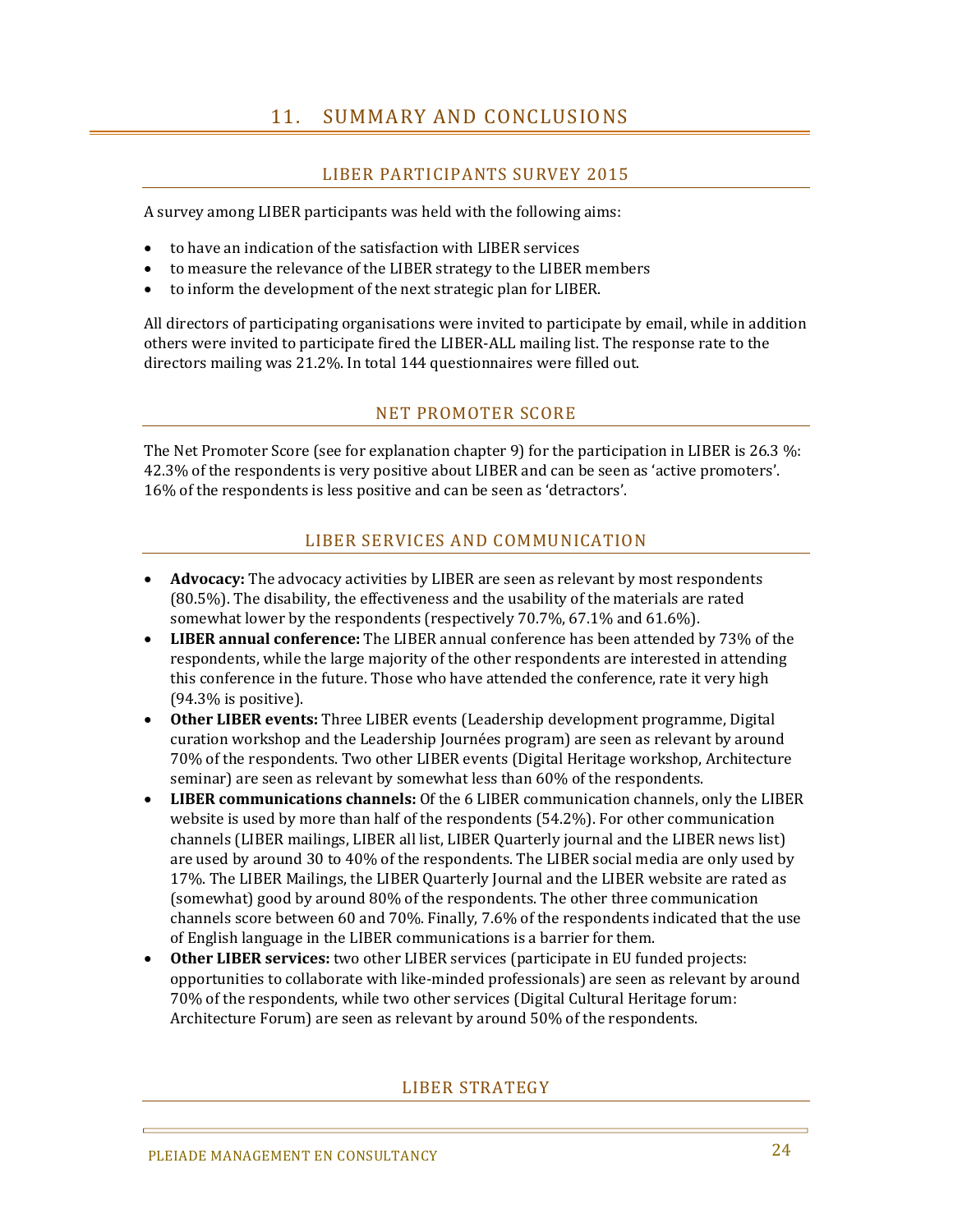# 11. SUMMARY AND CONCLUSIONS

## LIBER PARTICIPANTS SURVEY 2015

A survey among LIBER participants was held with the following aims:

- to have an indication of the satisfaction with LIBER services
- to measure the relevance of the LIBER strategy to the LIBER members
- to inform the development of the next strategic plan for LIBER.

All directors of participating organisations were invited to participate by email, while in addition others were invited to participate fired the LIBER-ALL mailing list. The response rate to the directors mailing was 21.2%. In total 144 questionnaires were filled out.

## NET PROMOTER SCORE

The Net Promoter Score (see for explanation chapter 9) for the participation in LIBER is 26.3 %: 42.3% of the respondents is very positive about LIBER and can be seen as 'active promoters'. 16% of the respondents is less positive and can be seen as 'detractors'.

## LIBER SERVICES AND COMMUNICATION

- **Advocacy:** The advocacy activities by LIBER are seen as relevant by most respondents (80.5%). The disability, the effectiveness and the usability of the materials are rated somewhat lower by the respondents (respectively 70.7%, 67.1% and 61.6%).
- **LIBER annual conference:** The LIBER annual conference has been attended by 73% of the respondents, while the large majority of the other respondents are interested in attending this conference in the future. Those who have attended the conference, rate it very high (94.3% is positive).
- **Other LIBER events:** Three LIBER events (Leadership development programme, Digital curation workshop and the Leadership Journées program) are seen as relevant by around 70% of the respondents. Two other LIBER events (Digital Heritage workshop, Architecture seminar) are seen as relevant by somewhat less than 60% of the respondents.
- **LIBER communications channels:** Of the 6 LIBER communication channels, only the LIBER website is used by more than half of the respondents (54.2%). For other communication channels (LIBER mailings, LIBER all list, LIBER Quarterly journal and the LIBER news list) are used by around 30 to 40% of the respondents. The LIBER social media are only used by 17%. The LIBER Mailings, the LIBER Quarterly Journal and the LIBER website are rated as (somewhat) good by around 80% of the respondents. The other three communication channels score between 60 and 70%. Finally, 7.6% of the respondents indicated that the use of English language in the LIBER communications is a barrier for them.
- **Other LIBER services:** two other LIBER services (participate in EU funded projects: opportunities to collaborate with like-minded professionals) are seen as relevant by around 70% of the respondents, while two other services (Digital Cultural Heritage forum: Architecture Forum) are seen as relevant by around 50% of the respondents.

## LIBER STRATEGY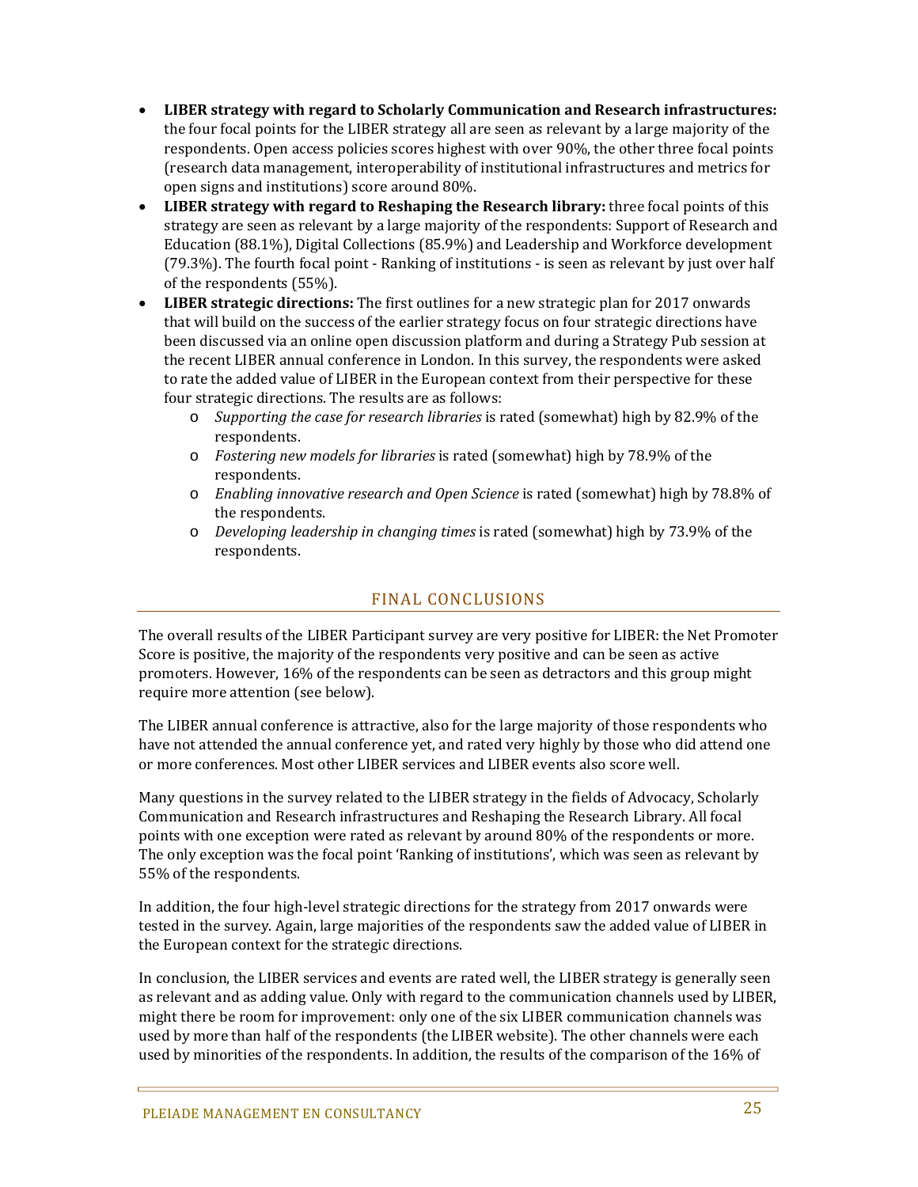- **LIBER strategy with regard to Scholarly Communication and Research infrastructures:** the four focal points for the LIBER strategy all are seen as relevant by a large majority of the respondents. Open access policies scores highest with over 90%, the other three focal points (research data management, interoperability of institutional infrastructures and metrics for open signs and institutions) score around 80%.
- **LIBER strategy with regard to Reshaping the Research library:** three focal points of this strategy are seen as relevant by a large majority of the respondents: Support of Research and Education (88.1%), Digital Collections (85.9%) and Leadership and Workforce development (79.3%). The fourth focal point - Ranking of institutions - is seen as relevant by just over half of the respondents (55%).
- **LIBER strategic directions:** The first outlines for a new strategic plan for 2017 onwards that will build on the success of the earlier strategy focus on four strategic directions have been discussed via an online open discussion platform and during a Strategy Pub session at the recent LIBER annual conference in London. In this survey, the respondents were asked to rate the added value of LIBER in the European context from their perspective for these four strategic directions. The results are as follows:
  - *Supporting the case for research libraries* is rated (somewhat) high by 82.9% of the respondents.
  - *Fostering new models for libraries* is rated (somewhat) high by 78.9% of the respondents.
  - *Enabling innovative research and Open Science* is rated (somewhat) high by 78.8% of the respondents.
  - *Developing leadership in changing times* is rated (somewhat) high by 73.9% of the respondents.

## FINAL CONCLUSIONS

The overall results of the LIBER Participant survey are very positive for LIBER: the Net Promoter Score is positive, the majority of the respondents very positive and can be seen as active promoters. However, 16% of the respondents can be seen as detractors and this group might require more attention (see below).

The LIBER annual conference is attractive, also for the large majority of those respondents who have not attended the annual conference yet, and rated very highly by those who did attend one or more conferences. Most other LIBER services and LIBER events also score well.

Many questions in the survey related to the LIBER strategy in the fields of Advocacy, Scholarly Communication and Research infrastructures and Reshaping the Research Library. All focal points with one exception were rated as relevant by around 80% of the respondents or more. The only exception was the focal point 'Ranking of institutions', which was seen as relevant by 55% of the respondents.

In addition, the four high-level strategic directions for the strategy from 2017 onwards were tested in the survey. Again, large majorities of the respondents saw the added value of LIBER in the European context for the strategic directions.

In conclusion, the LIBER services and events are rated well, the LIBER strategy is generally seen as relevant and as adding value. Only with regard to the communication channels used by LIBER, might there be room for improvement: only one of the six LIBER communication channels was used by more than half of the respondents (the LIBER website). The other channels were each used by minorities of the respondents. In addition, the results of the comparison of the 16% of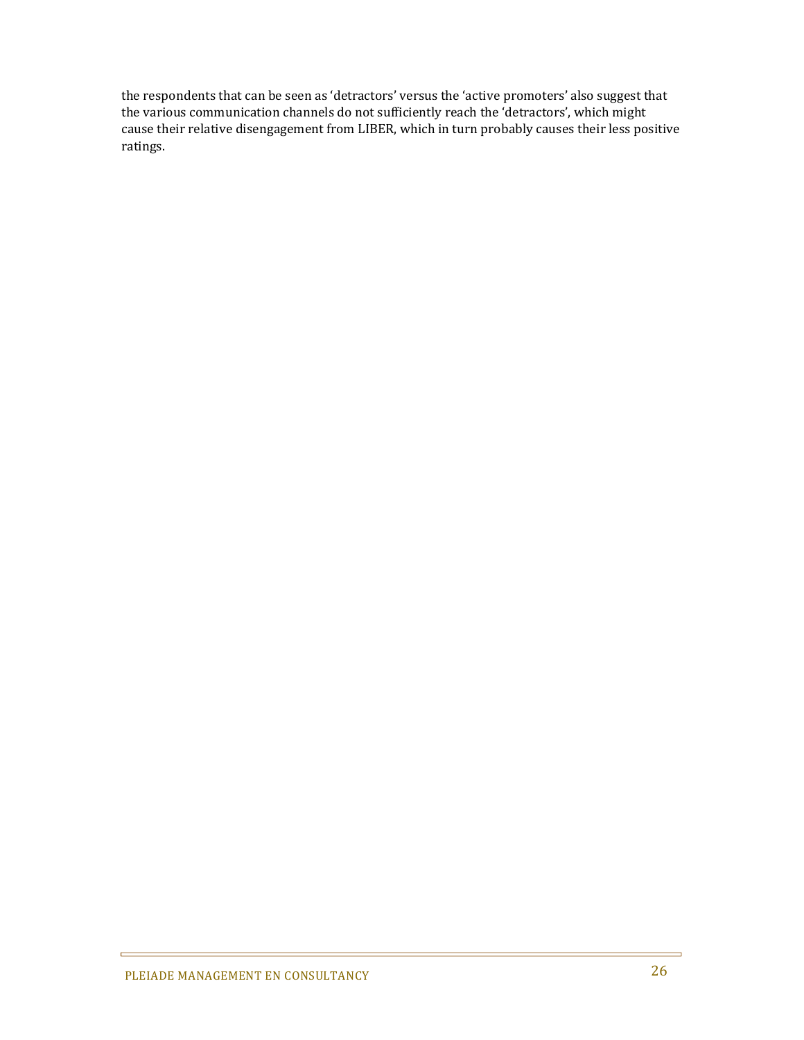the respondents that can be seen as 'detractors' versus the 'active promoters' also suggest that the various communication channels do not sufficiently reach the 'detractors', which might cause their relative disengagement from LIBER, which in turn probably causes their less positive ratings.